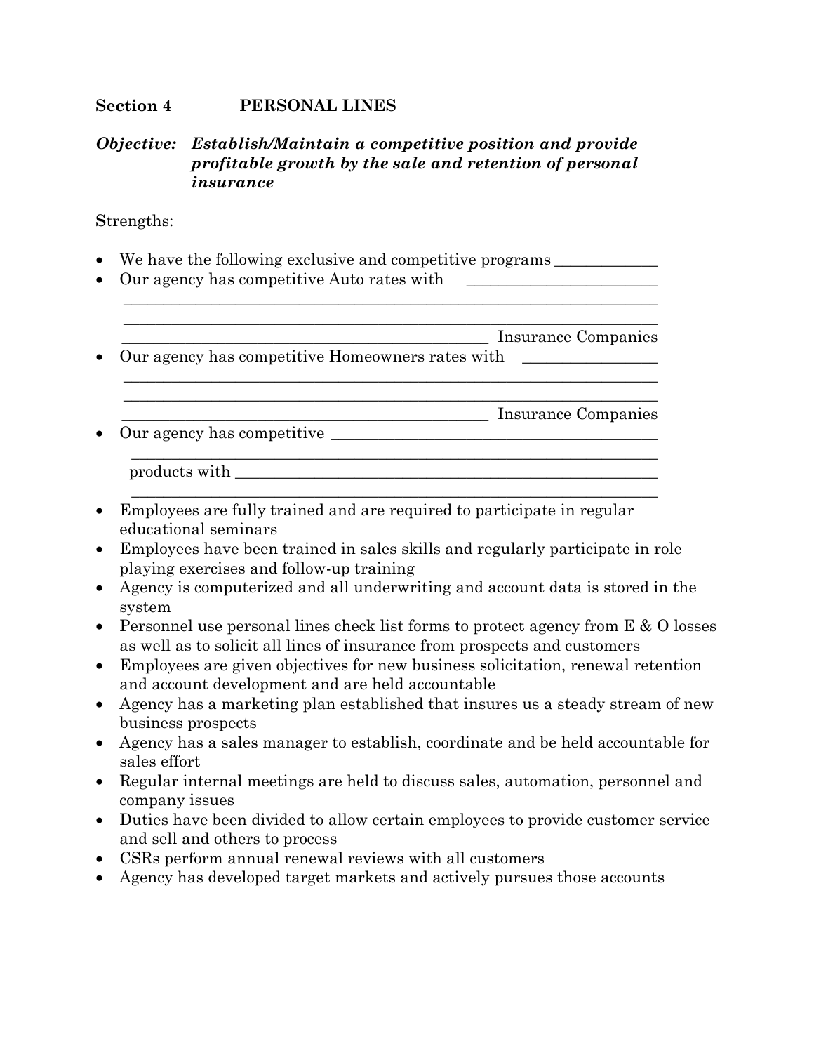**Section 4 PERSONAL LINES**

***Objective: Establish/Maintain a competitive position and provide profitable growth by the sale and retention of personal insurance***

Strengths:

- We have the following exclusive and competitive programs _____________
- Our agency has competitive Auto rates with ________________________
  ____________________________________________________________________
  ____________________________________________________________________
  _______________________________________________ Insurance Companies
- Our agency has competitive Homeowners rates with ________________
  ____________________________________________________________________
  ____________________________________________________________________
  _______________________________________________ Insurance Companies
- Our agency has competitive __________________________________________
  ____________________________________________________________________
  products with ________________________________________________________
  ____________________________________________________________________
- Employees are fully trained and are required to participate in regular educational seminars
- Employees have been trained in sales skills and regularly participate in role playing exercises and follow-up training
- Agency is computerized and all underwriting and account data is stored in the system
- Personnel use personal lines check list forms to protect agency from E & O losses as well as to solicit all lines of insurance from prospects and customers
- Employees are given objectives for new business solicitation, renewal retention and account development and are held accountable
- Agency has a marketing plan established that insures us a steady stream of new business prospects
- Agency has a sales manager to establish, coordinate and be held accountable for sales effort
- Regular internal meetings are held to discuss sales, automation, personnel and company issues
- Duties have been divided to allow certain employees to provide customer service and sell and others to process
- CSRs perform annual renewal reviews with all customers
- Agency has developed target markets and actively pursues those accounts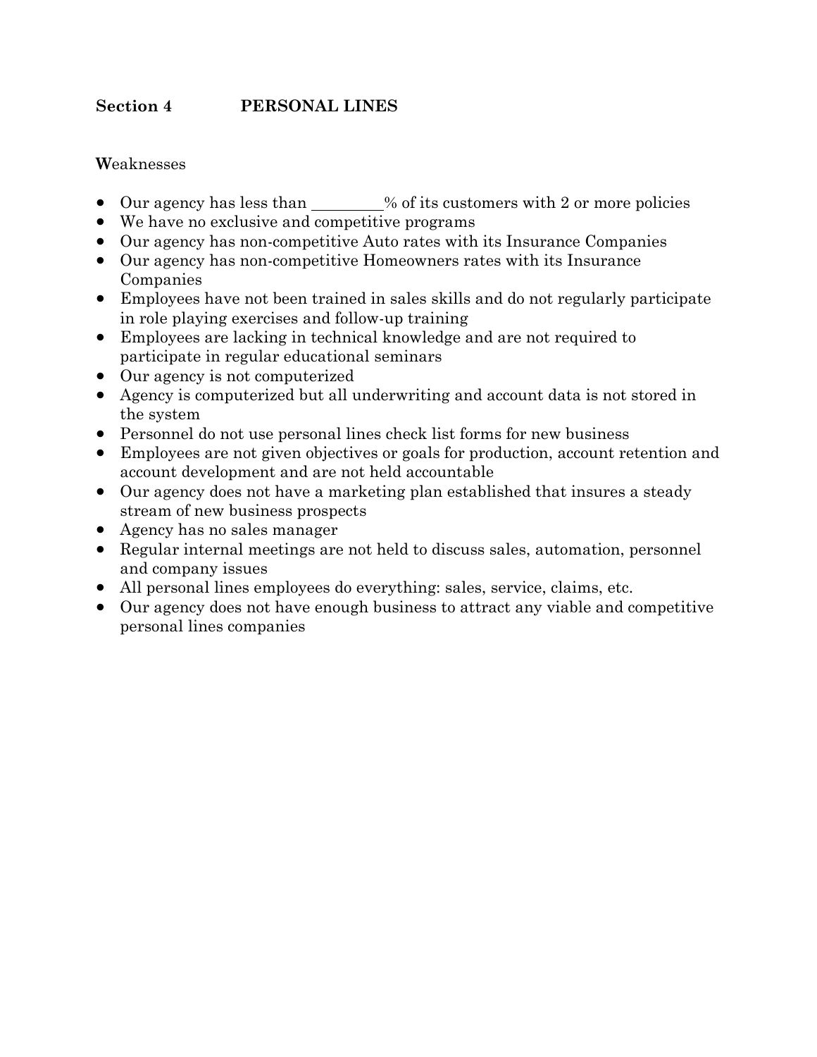## Section 4 PERSONAL LINES

**W**eaknesses

- Our agency has less than ________% of its customers with 2 or more policies
- We have no exclusive and competitive programs
- Our agency has non-competitive Auto rates with its Insurance Companies
- Our agency has non-competitive Homeowners rates with its Insurance Companies
- Employees have not been trained in sales skills and do not regularly participate in role playing exercises and follow-up training
- Employees are lacking in technical knowledge and are not required to participate in regular educational seminars
- Our agency is not computerized
- Agency is computerized but all underwriting and account data is not stored in the system
- Personnel do not use personal lines check list forms for new business
- Employees are not given objectives or goals for production, account retention and account development and are not held accountable
- Our agency does not have a marketing plan established that insures a steady stream of new business prospects
- Agency has no sales manager
- Regular internal meetings are not held to discuss sales, automation, personnel and company issues
- All personal lines employees do everything: sales, service, claims, etc.
- Our agency does not have enough business to attract any viable and competitive personal lines companies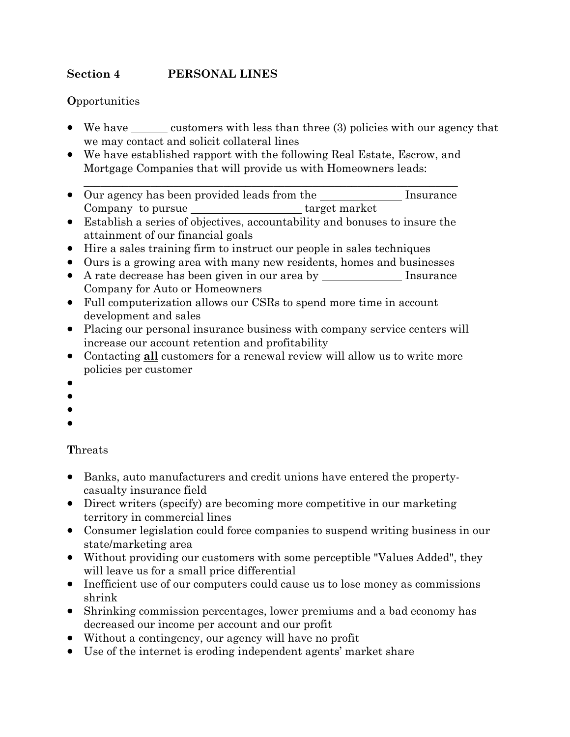**Section 4 PERSONAL LINES**

**O**pportunities

- We have ______ customers with less than three (3) policies with our agency that we may contact and solicit collateral lines
- We have established rapport with the following Real Estate, Escrow, and Mortgage Companies that will provide us with Homeowners leads: ______________________________________________________________
- Our agency has been provided leads from the ______________ Insurance Company to pursue ___________________ target market
- Establish a series of objectives, accountability and bonuses to insure the attainment of our financial goals
- Hire a sales training firm to instruct our people in sales techniques
- Ours is a growing area with many new residents, homes and businesses
- A rate decrease has been given in our area by _____________ Insurance Company for Auto or Homeowners
- Full computerization allows our CSRs to spend more time in account development and sales
- Placing our personal insurance business with company service centers will increase our account retention and profitability
- Contacting **all** customers for a renewal review will allow us to write more policies per customer
- 
- 
- 
- 

**T**hreats

- Banks, auto manufacturers and credit unions have entered the property-casualty insurance field
- Direct writers (specify) are becoming more competitive in our marketing territory in commercial lines
- Consumer legislation could force companies to suspend writing business in our state/marketing area
- Without providing our customers with some perceptible "Values Added", they will leave us for a small price differential
- Inefficient use of our computers could cause us to lose money as commissions shrink
- Shrinking commission percentages, lower premiums and a bad economy has decreased our income per account and our profit
- Without a contingency, our agency will have no profit
- Use of the internet is eroding independent agents' market share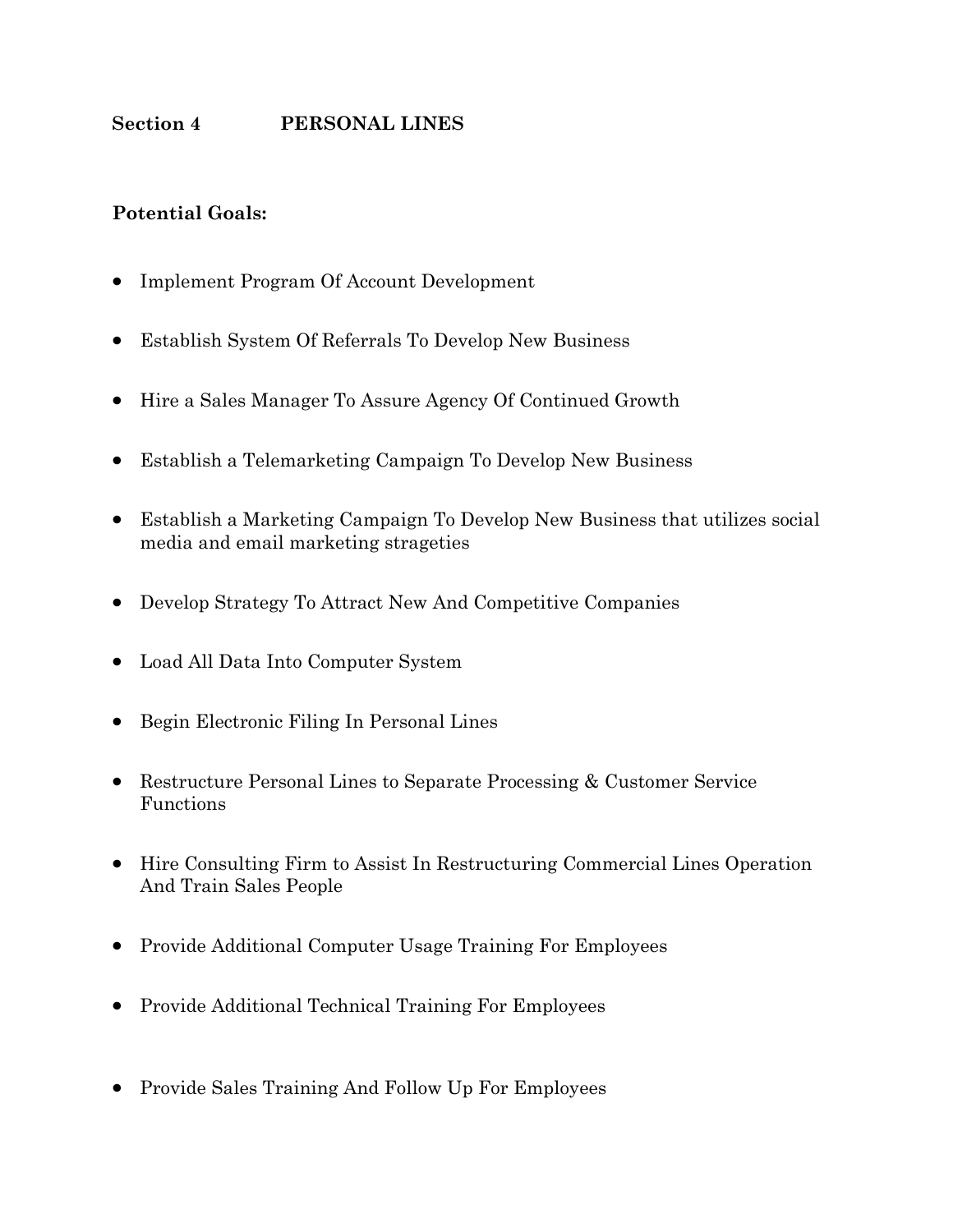## Section 4 PERSONAL LINES

**Potential Goals:**

- Implement Program Of Account Development
- Establish System Of Referrals To Develop New Business
- Hire a Sales Manager To Assure Agency Of Continued Growth
- Establish a Telemarketing Campaign To Develop New Business
- Establish a Marketing Campaign To Develop New Business that utilizes social media and email marketing strageties
- Develop Strategy To Attract New And Competitive Companies
- Load All Data Into Computer System
- Begin Electronic Filing In Personal Lines
- Restructure Personal Lines to Separate Processing & Customer Service Functions
- Hire Consulting Firm to Assist In Restructuring Commercial Lines Operation And Train Sales People
- Provide Additional Computer Usage Training For Employees
- Provide Additional Technical Training For Employees
- Provide Sales Training And Follow Up For Employees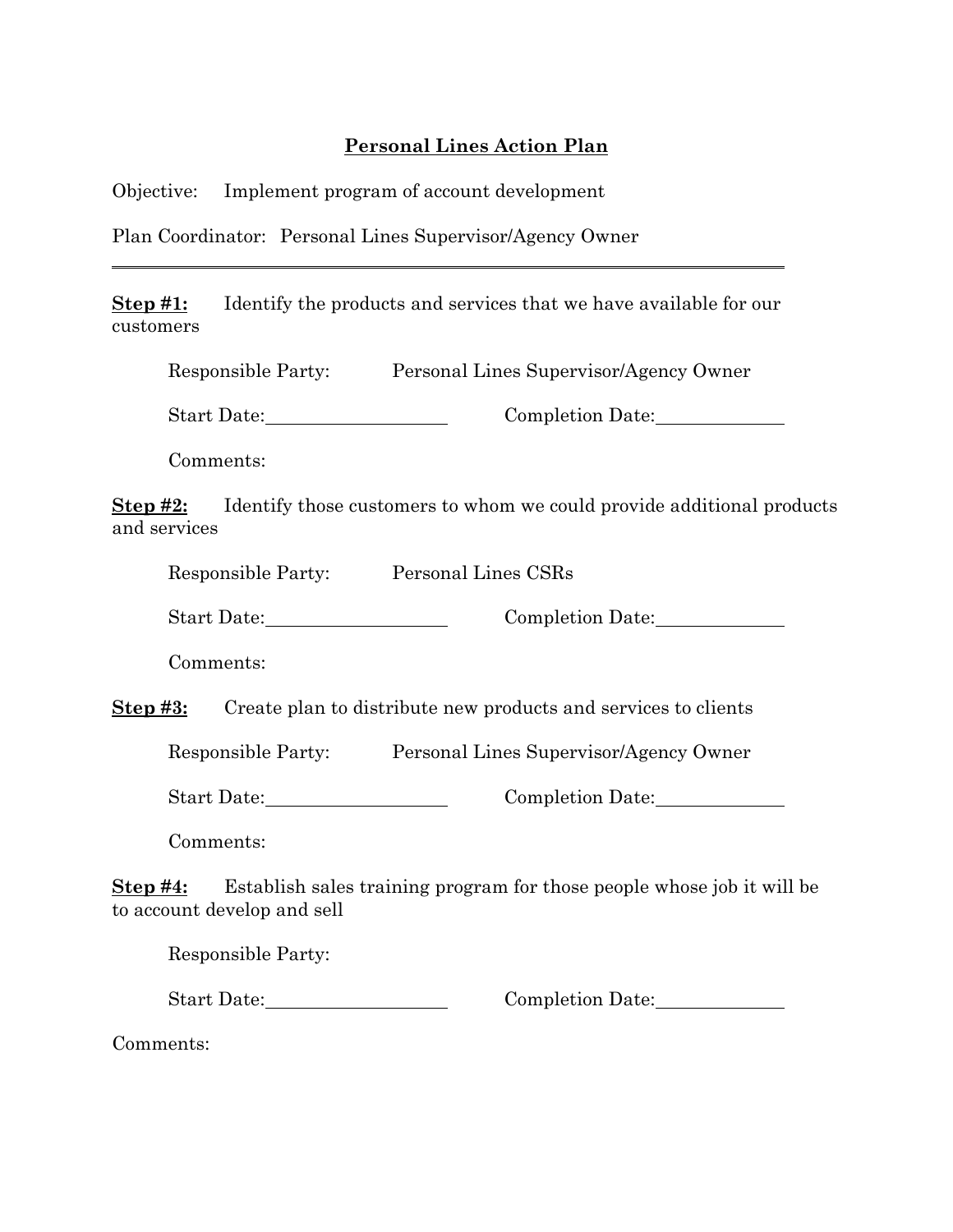## Personal Lines Action Plan

Objective: Implement program of account development

Plan Coordinator: Personal Lines Supervisor/Agency Owner

---

**Step #1:** Identify the products and services that we have available for our customers

Responsible Party: Personal Lines Supervisor/Agency Owner

Start Date:\_\_\_\_\_\_\_\_\_\_\_\_\_\_\_\_\_\_ Completion Date:\_\_\_\_\_\_\_\_\_\_\_\_\_

Comments:

**Step #2:** Identify those customers to whom we could provide additional products and services

Responsible Party: Personal Lines CSRs

Start Date:\_\_\_\_\_\_\_\_\_\_\_\_\_\_\_\_\_\_ Completion Date:\_\_\_\_\_\_\_\_\_\_\_\_\_

Comments:

**Step #3:** Create plan to distribute new products and services to clients

Responsible Party: Personal Lines Supervisor/Agency Owner

Start Date:\_\_\_\_\_\_\_\_\_\_\_\_\_\_\_\_\_\_ Completion Date:\_\_\_\_\_\_\_\_\_\_\_\_\_

Comments:

**Step #4:** Establish sales training program for those people whose job it will be to account develop and sell

Responsible Party:

Start Date:\_\_\_\_\_\_\_\_\_\_\_\_\_\_\_\_\_\_ Completion Date:\_\_\_\_\_\_\_\_\_\_\_\_\_

Comments: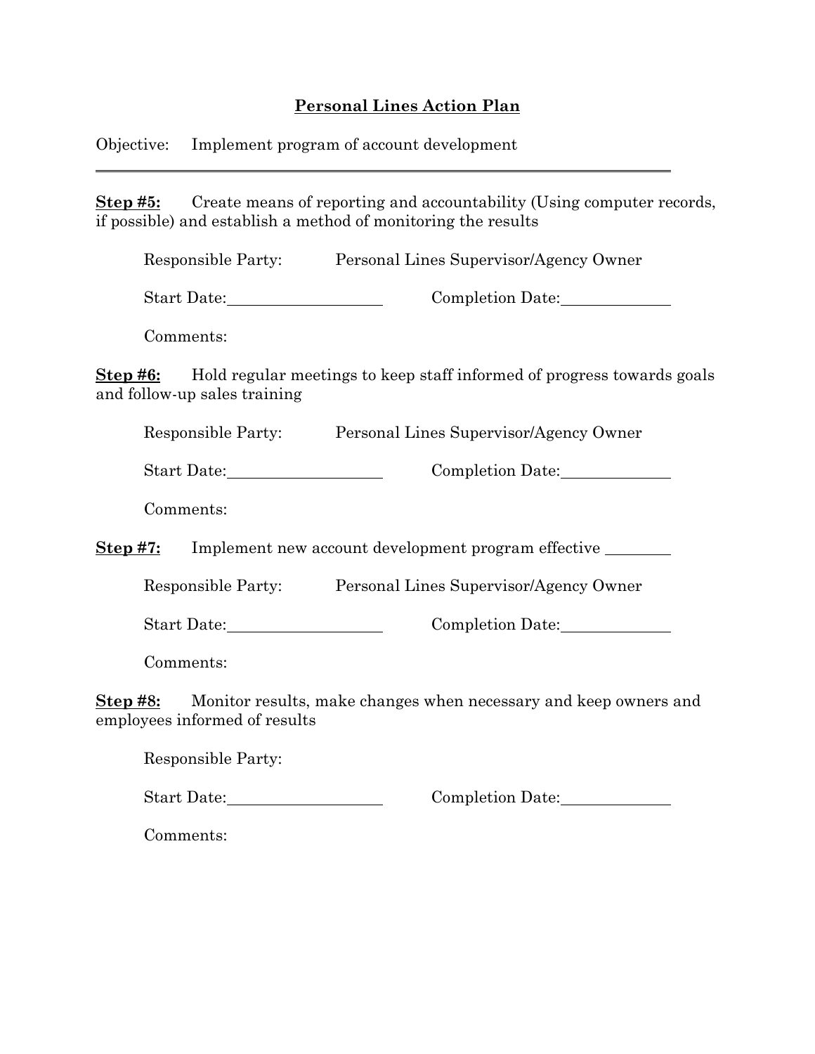# Personal Lines Action Plan

Objective: Implement program of account development

---

**Step #5:** Create means of reporting and accountability (Using computer records, if possible) and establish a method of monitoring the results

Responsible Party: Personal Lines Supervisor/Agency Owner

Start Date:\_\_\_\_\_\_\_\_\_\_\_\_\_\_\_\_ Completion Date:\_\_\_\_\_\_\_\_\_\_\_\_

Comments:

**Step #6:** Hold regular meetings to keep staff informed of progress towards goals and follow-up sales training

Responsible Party: Personal Lines Supervisor/Agency Owner

Start Date:\_\_\_\_\_\_\_\_\_\_\_\_\_\_\_\_ Completion Date:\_\_\_\_\_\_\_\_\_\_\_\_

Comments:

**Step #7:** Implement new account development program effective \_\_\_\_\_\_\_\_

Responsible Party: Personal Lines Supervisor/Agency Owner

Start Date:\_\_\_\_\_\_\_\_\_\_\_\_\_\_\_\_ Completion Date:\_\_\_\_\_\_\_\_\_\_\_\_

Comments:

**Step #8:** Monitor results, make changes when necessary and keep owners and employees informed of results

Responsible Party:

Start Date:\_\_\_\_\_\_\_\_\_\_\_\_\_\_\_\_ Completion Date:\_\_\_\_\_\_\_\_\_\_\_\_

Comments: